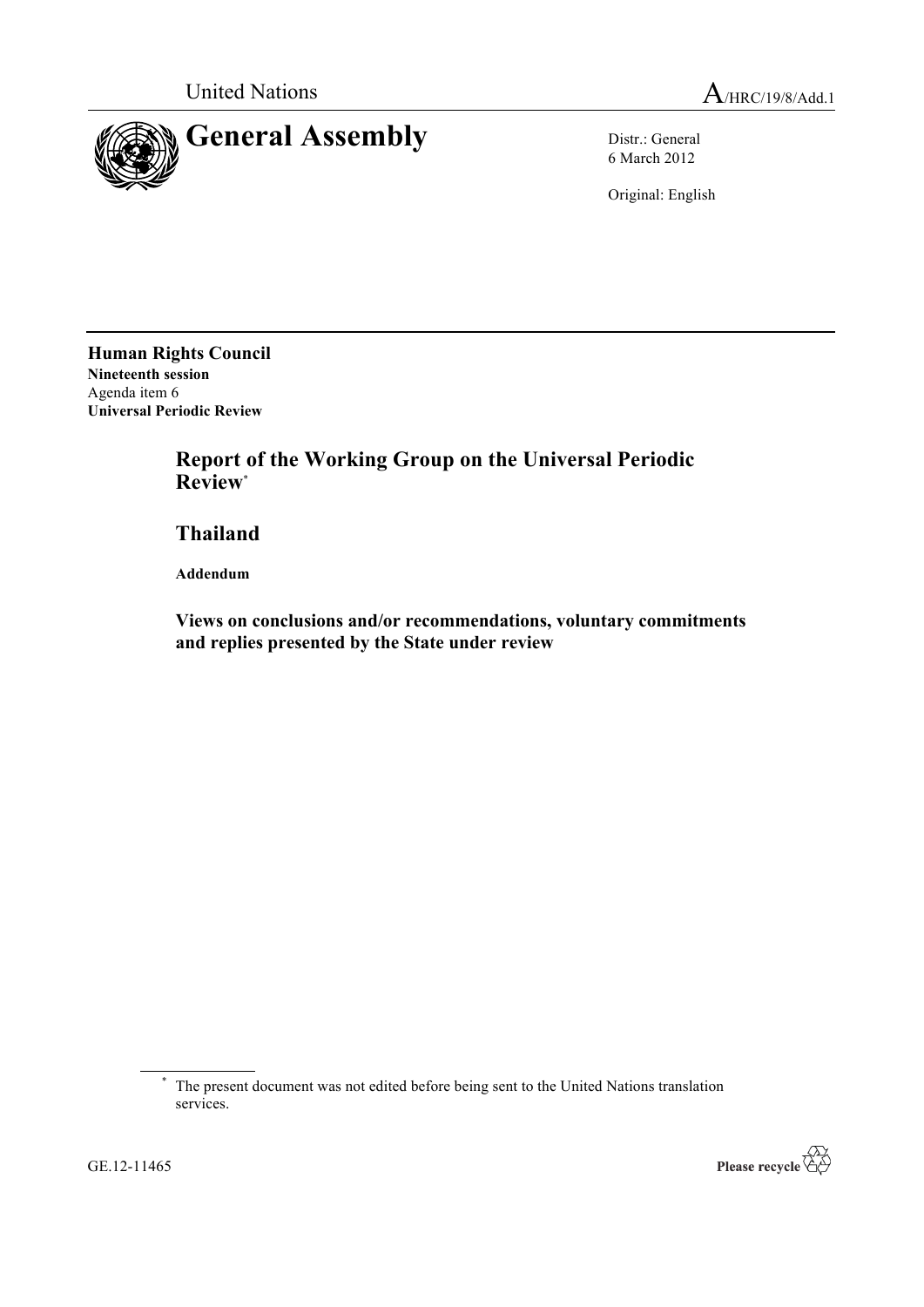United Nations

A/HRC/19/8/Add.1

# General Assembly

Distr.: General
6 March 2012

Original: English

**Human Rights Council**
**Nineteenth session**
Agenda item 6
**Universal Periodic Review**

## Report of the Working Group on the Universal Periodic Review*

## Thailand

**Addendum**

### Views on conclusions and/or recommendations, voluntary commitments and replies presented by the State under review

* The present document was not edited before being sent to the United Nations translation services.

GE.12-11465

Please recycle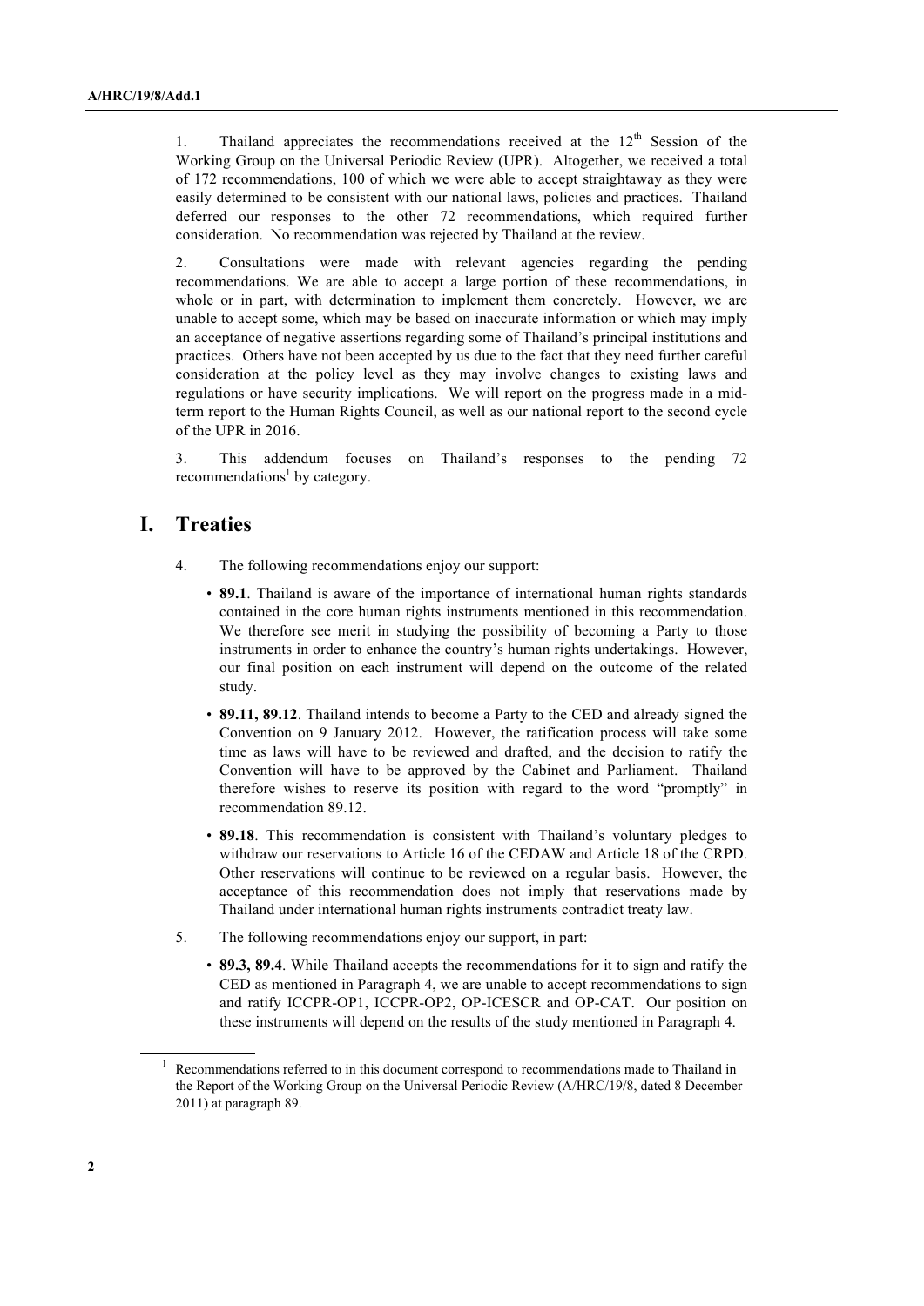1. Thailand appreciates the recommendations received at the 12th Session of the Working Group on the Universal Periodic Review (UPR). Altogether, we received a total of 172 recommendations, 100 of which we were able to accept straightaway as they were easily determined to be consistent with our national laws, policies and practices. Thailand deferred our responses to the other 72 recommendations, which required further consideration. No recommendation was rejected by Thailand at the review.

2. Consultations were made with relevant agencies regarding the pending recommendations. We are able to accept a large portion of these recommendations, in whole or in part, with determination to implement them concretely. However, we are unable to accept some, which may be based on inaccurate information or which may imply an acceptance of negative assertions regarding some of Thailand's principal institutions and practices. Others have not been accepted by us due to the fact that they need further careful consideration at the policy level as they may involve changes to existing laws and regulations or have security implications. We will report on the progress made in a mid-term report to the Human Rights Council, as well as our national report to the second cycle of the UPR in 2016.

3. This addendum focuses on Thailand's responses to the pending 72 recommendations[1] by category.

# I. Treaties

4. The following recommendations enjoy our support:

- **89.1**. Thailand is aware of the importance of international human rights standards contained in the core human rights instruments mentioned in this recommendation. We therefore see merit in studying the possibility of becoming a Party to those instruments in order to enhance the country's human rights undertakings. However, our final position on each instrument will depend on the outcome of the related study.
- **89.11, 89.12**. Thailand intends to become a Party to the CED and already signed the Convention on 9 January 2012. However, the ratification process will take some time as laws will have to be reviewed and drafted, and the decision to ratify the Convention will have to be approved by the Cabinet and Parliament. Thailand therefore wishes to reserve its position with regard to the word "promptly" in recommendation 89.12.
- **89.18**. This recommendation is consistent with Thailand's voluntary pledges to withdraw our reservations to Article 16 of the CEDAW and Article 18 of the CRPD. Other reservations will continue to be reviewed on a regular basis. However, the acceptance of this recommendation does not imply that reservations made by Thailand under international human rights instruments contradict treaty law.

5. The following recommendations enjoy our support, in part:

- **89.3, 89.4**. While Thailand accepts the recommendations for it to sign and ratify the CED as mentioned in Paragraph 4, we are unable to accept recommendations to sign and ratify ICCPR-OP1, ICCPR-OP2, OP-ICESCR and OP-CAT. Our position on these instruments will depend on the results of the study mentioned in Paragraph 4.

[1] Recommendations referred to in this document correspond to recommendations made to Thailand in the Report of the Working Group on the Universal Periodic Review (A/HRC/19/8, dated 8 December 2011) at paragraph 89.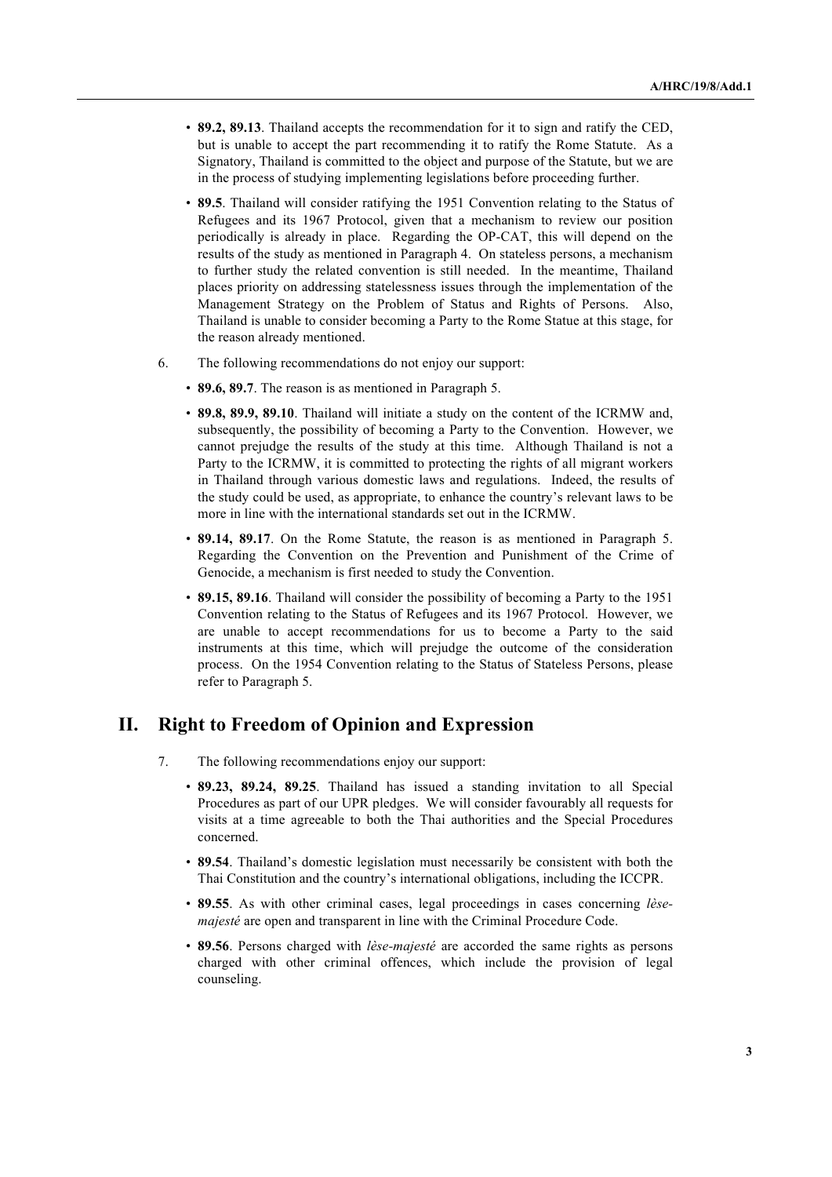- **89.2, 89.13**. Thailand accepts the recommendation for it to sign and ratify the CED, but is unable to accept the part recommending it to ratify the Rome Statute. As a Signatory, Thailand is committed to the object and purpose of the Statute, but we are in the process of studying implementing legislations before proceeding further.

- **89.5**. Thailand will consider ratifying the 1951 Convention relating to the Status of Refugees and its 1967 Protocol, given that a mechanism to review our position periodically is already in place. Regarding the OP-CAT, this will depend on the results of the study as mentioned in Paragraph 4. On stateless persons, a mechanism to further study the related convention is still needed. In the meantime, Thailand places priority on addressing statelessness issues through the implementation of the Management Strategy on the Problem of Status and Rights of Persons. Also, Thailand is unable to consider becoming a Party to the Rome Statue at this stage, for the reason already mentioned.

6. The following recommendations do not enjoy our support:

- **89.6, 89.7**. The reason is as mentioned in Paragraph 5.

- **89.8, 89.9, 89.10**. Thailand will initiate a study on the content of the ICRMW and, subsequently, the possibility of becoming a Party to the Convention. However, we cannot prejudge the results of the study at this time. Although Thailand is not a Party to the ICRMW, it is committed to protecting the rights of all migrant workers in Thailand through various domestic laws and regulations. Indeed, the results of the study could be used, as appropriate, to enhance the country's relevant laws to be more in line with the international standards set out in the ICRMW.

- **89.14, 89.17**. On the Rome Statute, the reason is as mentioned in Paragraph 5. Regarding the Convention on the Prevention and Punishment of the Crime of Genocide, a mechanism is first needed to study the Convention.

- **89.15, 89.16**. Thailand will consider the possibility of becoming a Party to the 1951 Convention relating to the Status of Refugees and its 1967 Protocol. However, we are unable to accept recommendations for us to become a Party to the said instruments at this time, which will prejudge the outcome of the consideration process. On the 1954 Convention relating to the Status of Stateless Persons, please refer to Paragraph 5.

## II. Right to Freedom of Opinion and Expression

7. The following recommendations enjoy our support:

- **89.23, 89.24, 89.25**. Thailand has issued a standing invitation to all Special Procedures as part of our UPR pledges. We will consider favourably all requests for visits at a time agreeable to both the Thai authorities and the Special Procedures concerned.

- **89.54**. Thailand's domestic legislation must necessarily be consistent with both the Thai Constitution and the country's international obligations, including the ICCPR.

- **89.55**. As with other criminal cases, legal proceedings in cases concerning *lèse-majesté* are open and transparent in line with the Criminal Procedure Code.

- **89.56**. Persons charged with *lèse-majesté* are accorded the same rights as persons charged with other criminal offences, which include the provision of legal counseling.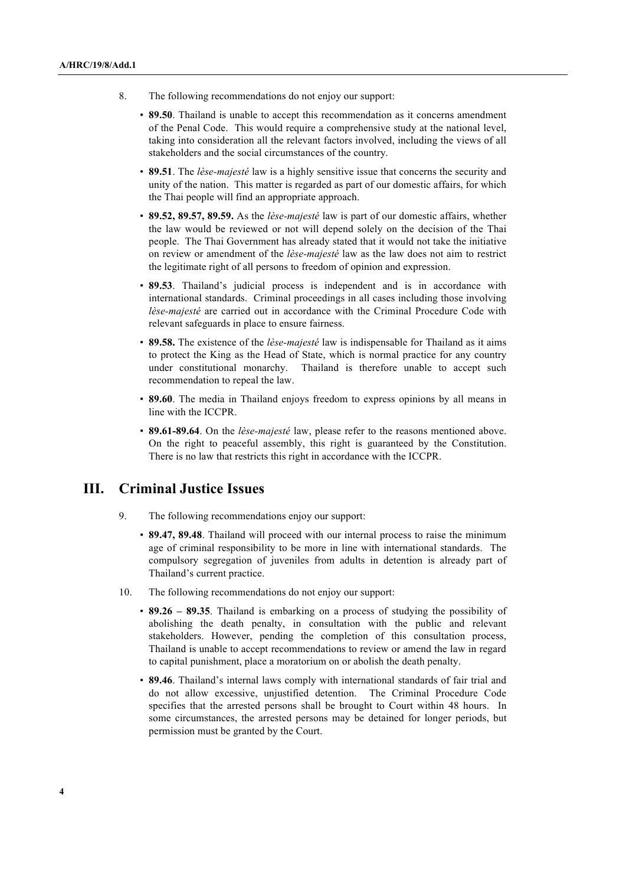8. The following recommendations do not enjoy our support:

- **89.50**. Thailand is unable to accept this recommendation as it concerns amendment of the Penal Code. This would require a comprehensive study at the national level, taking into consideration all the relevant factors involved, including the views of all stakeholders and the social circumstances of the country.
- **89.51**. The *lèse-majesté* law is a highly sensitive issue that concerns the security and unity of the nation. This matter is regarded as part of our domestic affairs, for which the Thai people will find an appropriate approach.
- **89.52, 89.57, 89.59.** As the *lèse-majesté* law is part of our domestic affairs, whether the law would be reviewed or not will depend solely on the decision of the Thai people. The Thai Government has already stated that it would not take the initiative on review or amendment of the *lèse-majesté* law as the law does not aim to restrict the legitimate right of all persons to freedom of opinion and expression.
- **89.53**. Thailand's judicial process is independent and is in accordance with international standards. Criminal proceedings in all cases including those involving *lèse-majesté* are carried out in accordance with the Criminal Procedure Code with relevant safeguards in place to ensure fairness.
- **89.58.** The existence of the *lèse-majesté* law is indispensable for Thailand as it aims to protect the King as the Head of State, which is normal practice for any country under constitutional monarchy. Thailand is therefore unable to accept such recommendation to repeal the law.
- **89.60**. The media in Thailand enjoys freedom to express opinions by all means in line with the ICCPR.
- **89.61-89.64**. On the *lèse-majesté* law, please refer to the reasons mentioned above. On the right to peaceful assembly, this right is guaranteed by the Constitution. There is no law that restricts this right in accordance with the ICCPR.

## III. Criminal Justice Issues

9. The following recommendations enjoy our support:

- **89.47, 89.48**. Thailand will proceed with our internal process to raise the minimum age of criminal responsibility to be more in line with international standards. The compulsory segregation of juveniles from adults in detention is already part of Thailand's current practice.

10. The following recommendations do not enjoy our support:

- **89.26 – 89.35**. Thailand is embarking on a process of studying the possibility of abolishing the death penalty, in consultation with the public and relevant stakeholders. However, pending the completion of this consultation process, Thailand is unable to accept recommendations to review or amend the law in regard to capital punishment, place a moratorium on or abolish the death penalty.
- **89.46**. Thailand's internal laws comply with international standards of fair trial and do not allow excessive, unjustified detention. The Criminal Procedure Code specifies that the arrested persons shall be brought to Court within 48 hours. In some circumstances, the arrested persons may be detained for longer periods, but permission must be granted by the Court.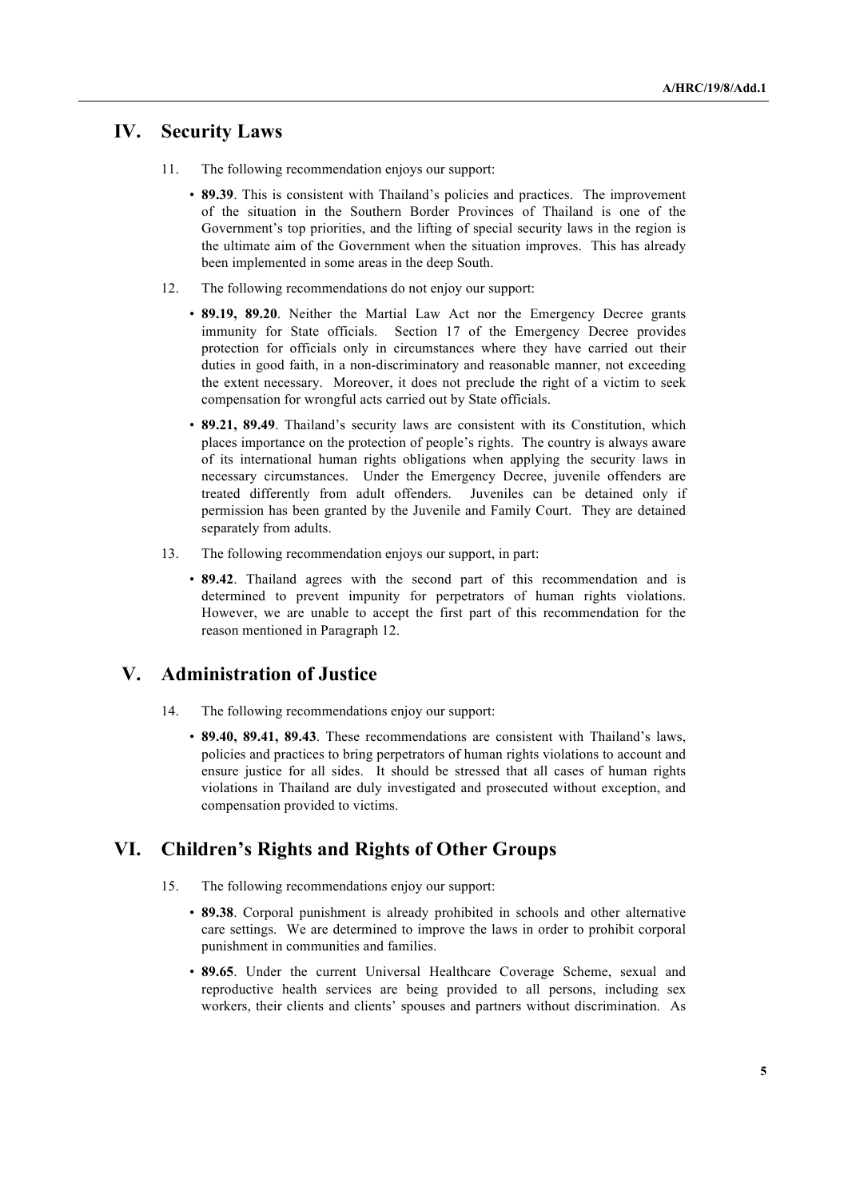## IV. Security Laws

11. The following recommendation enjoys our support:

- **89.39**. This is consistent with Thailand's policies and practices. The improvement of the situation in the Southern Border Provinces of Thailand is one of the Government's top priorities, and the lifting of special security laws in the region is the ultimate aim of the Government when the situation improves. This has already been implemented in some areas in the deep South.

12. The following recommendations do not enjoy our support:

- **89.19, 89.20**. Neither the Martial Law Act nor the Emergency Decree grants immunity for State officials. Section 17 of the Emergency Decree provides protection for officials only in circumstances where they have carried out their duties in good faith, in a non-discriminatory and reasonable manner, not exceeding the extent necessary. Moreover, it does not preclude the right of a victim to seek compensation for wrongful acts carried out by State officials.
- **89.21, 89.49**. Thailand's security laws are consistent with its Constitution, which places importance on the protection of people's rights. The country is always aware of its international human rights obligations when applying the security laws in necessary circumstances. Under the Emergency Decree, juvenile offenders are treated differently from adult offenders. Juveniles can be detained only if permission has been granted by the Juvenile and Family Court. They are detained separately from adults.

13. The following recommendation enjoys our support, in part:

- **89.42**. Thailand agrees with the second part of this recommendation and is determined to prevent impunity for perpetrators of human rights violations. However, we are unable to accept the first part of this recommendation for the reason mentioned in Paragraph 12.

## V. Administration of Justice

14. The following recommendations enjoy our support:

- **89.40, 89.41, 89.43**. These recommendations are consistent with Thailand's laws, policies and practices to bring perpetrators of human rights violations to account and ensure justice for all sides. It should be stressed that all cases of human rights violations in Thailand are duly investigated and prosecuted without exception, and compensation provided to victims.

## VI. Children's Rights and Rights of Other Groups

15. The following recommendations enjoy our support:

- **89.38**. Corporal punishment is already prohibited in schools and other alternative care settings. We are determined to improve the laws in order to prohibit corporal punishment in communities and families.
- **89.65**. Under the current Universal Healthcare Coverage Scheme, sexual and reproductive health services are being provided to all persons, including sex workers, their clients and clients' spouses and partners without discrimination. As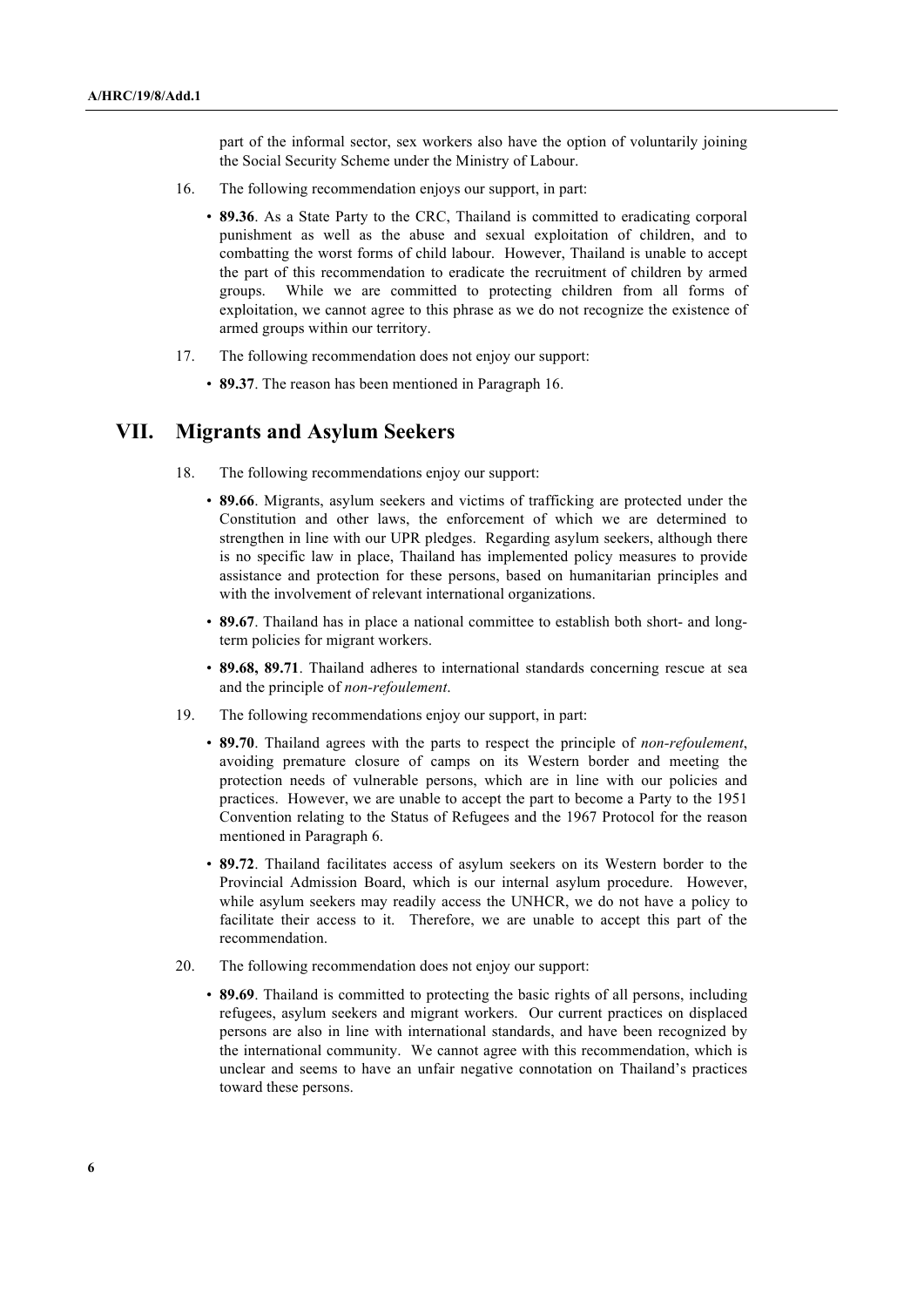part of the informal sector, sex workers also have the option of voluntarily joining the Social Security Scheme under the Ministry of Labour.

16. The following recommendation enjoys our support, in part:

- **89.36**. As a State Party to the CRC, Thailand is committed to eradicating corporal punishment as well as the abuse and sexual exploitation of children, and to combatting the worst forms of child labour. However, Thailand is unable to accept the part of this recommendation to eradicate the recruitment of children by armed groups. While we are committed to protecting children from all forms of exploitation, we cannot agree to this phrase as we do not recognize the existence of armed groups within our territory.

17. The following recommendation does not enjoy our support:

- **89.37**. The reason has been mentioned in Paragraph 16.

## VII. Migrants and Asylum Seekers

18. The following recommendations enjoy our support:

- **89.66**. Migrants, asylum seekers and victims of trafficking are protected under the Constitution and other laws, the enforcement of which we are determined to strengthen in line with our UPR pledges. Regarding asylum seekers, although there is no specific law in place, Thailand has implemented policy measures to provide assistance and protection for these persons, based on humanitarian principles and with the involvement of relevant international organizations.
- **89.67**. Thailand has in place a national committee to establish both short- and long-term policies for migrant workers.
- **89.68, 89.71**. Thailand adheres to international standards concerning rescue at sea and the principle of *non-refoulement*.

19. The following recommendations enjoy our support, in part:

- **89.70**. Thailand agrees with the parts to respect the principle of *non-refoulement*, avoiding premature closure of camps on its Western border and meeting the protection needs of vulnerable persons, which are in line with our policies and practices. However, we are unable to accept the part to become a Party to the 1951 Convention relating to the Status of Refugees and the 1967 Protocol for the reason mentioned in Paragraph 6.
- **89.72**. Thailand facilitates access of asylum seekers on its Western border to the Provincial Admission Board, which is our internal asylum procedure. However, while asylum seekers may readily access the UNHCR, we do not have a policy to facilitate their access to it. Therefore, we are unable to accept this part of the recommendation.

20. The following recommendation does not enjoy our support:

- **89.69**. Thailand is committed to protecting the basic rights of all persons, including refugees, asylum seekers and migrant workers. Our current practices on displaced persons are also in line with international standards, and have been recognized by the international community. We cannot agree with this recommendation, which is unclear and seems to have an unfair negative connotation on Thailand's practices toward these persons.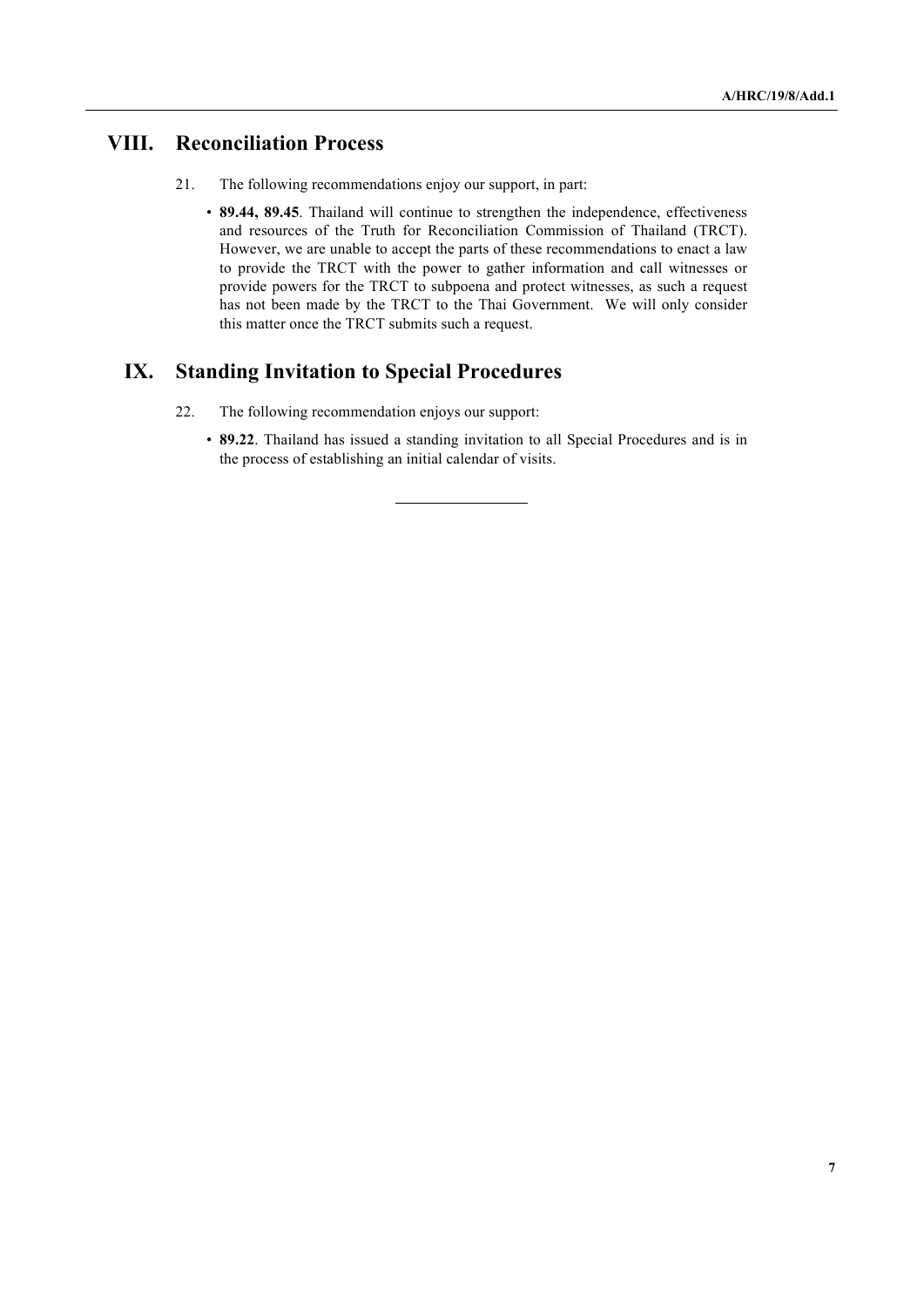## VIII. Reconciliation Process

21. The following recommendations enjoy our support, in part:

- **89.44, 89.45**. Thailand will continue to strengthen the independence, effectiveness and resources of the Truth for Reconciliation Commission of Thailand (TRCT). However, we are unable to accept the parts of these recommendations to enact a law to provide the TRCT with the power to gather information and call witnesses or provide powers for the TRCT to subpoena and protect witnesses, as such a request has not been made by the TRCT to the Thai Government. We will only consider this matter once the TRCT submits such a request.

## IX. Standing Invitation to Special Procedures

22. The following recommendation enjoys our support:

- **89.22**. Thailand has issued a standing invitation to all Special Procedures and is in the process of establishing an initial calendar of visits.